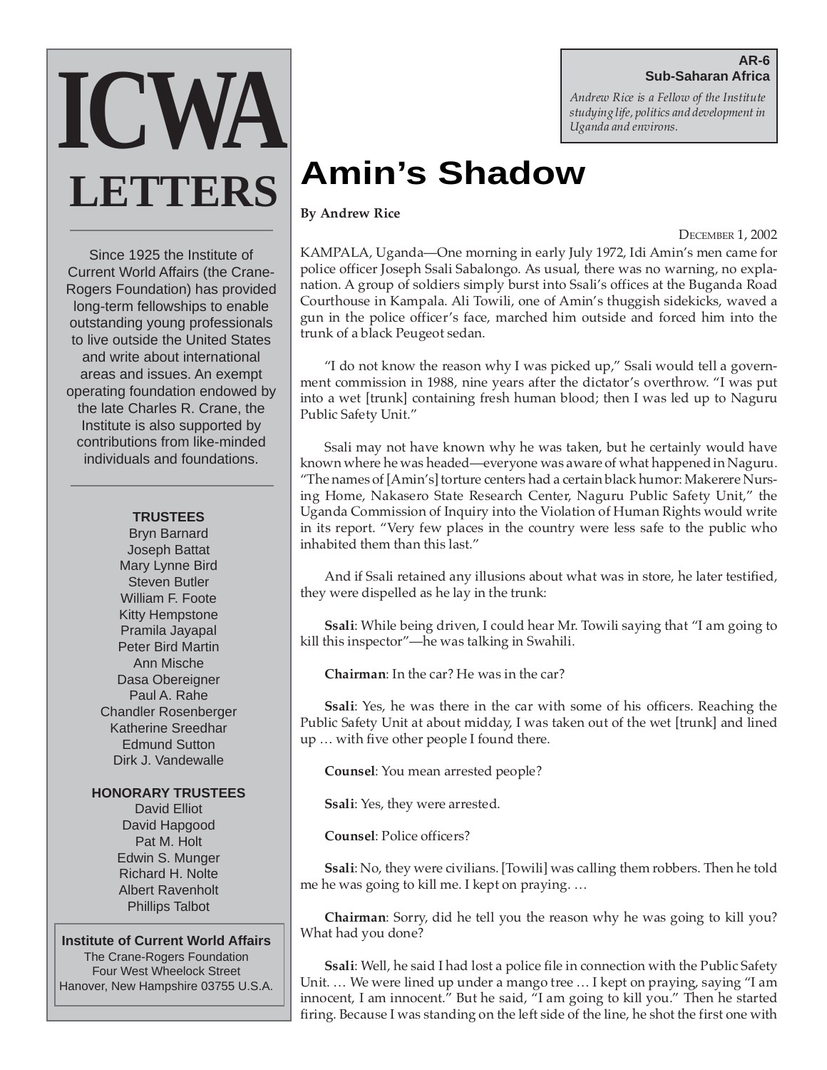# ICWA LETTERS

Since 1925 the Institute of Current World Affairs (the Crane-Rogers Foundation) has provided long-term fellowships to enable outstanding young professionals to live outside the United States and write about international areas and issues. An exempt operating foundation endowed by the late Charles R. Crane, the Institute is also supported by contributions from like-minded individuals and foundations.

**TRUSTEES**

Bryn Barnard
Joseph Battat
Mary Lynne Bird
Steven Butler
William F. Foote
Kitty Hempstone
Pramila Jayapal
Peter Bird Martin
Ann Mische
Dasa Obereigner
Paul A. Rahe
Chandler Rosenberger
Katherine Sreedhar
Edmund Sutton
Dirk J. Vandewalle

**HONORARY TRUSTEES**

David Elliot
David Hapgood
Pat M. Holt
Edwin S. Munger
Richard H. Nolte
Albert Ravenholt
Phillips Talbot

**Institute of Current World Affairs**
The Crane-Rogers Foundation
Four West Wheelock Street
Hanover, New Hampshire 03755 U.S.A.

**AR-6**
**Sub-Saharan Africa**

*Andrew Rice is a Fellow of the Institute studying life, politics and development in Uganda and environs.*

# Amin's Shadow

**By Andrew Rice**

DECEMBER 1, 2002

KAMPALA, Uganda—One morning in early July 1972, Idi Amin's men came for police officer Joseph Ssali Sabalongo. As usual, there was no warning, no explanation. A group of soldiers simply burst into Ssali's offices at the Buganda Road Courthouse in Kampala. Ali Towili, one of Amin's thuggish sidekicks, waved a gun in the police officer's face, marched him outside and forced him into the trunk of a black Peugeot sedan.

"I do not know the reason why I was picked up," Ssali would tell a government commission in 1988, nine years after the dictator's overthrow. "I was put into a wet [trunk] containing fresh human blood; then I was led up to Naguru Public Safety Unit."

Ssali may not have known why he was taken, but he certainly would have known where he was headed—everyone was aware of what happened in Naguru. "The names of [Amin's] torture centers had a certain black humor: Makerere Nursing Home, Nakasero State Research Center, Naguru Public Safety Unit," the Uganda Commission of Inquiry into the Violation of Human Rights would write in its report. "Very few places in the country were less safe to the public who inhabited them than this last."

And if Ssali retained any illusions about what was in store, he later testified, they were dispelled as he lay in the trunk:

**Ssali**: While being driven, I could hear Mr. Towili saying that "I am going to kill this inspector"—he was talking in Swahili.

**Chairman**: In the car? He was in the car?

**Ssali**: Yes, he was there in the car with some of his officers. Reaching the Public Safety Unit at about midday, I was taken out of the wet [trunk] and lined up … with five other people I found there.

**Counsel**: You mean arrested people?

**Ssali**: Yes, they were arrested.

**Counsel**: Police officers?

**Ssali**: No, they were civilians. [Towili] was calling them robbers. Then he told me he was going to kill me. I kept on praying. …

**Chairman**: Sorry, did he tell you the reason why he was going to kill you? What had you done?

**Ssali**: Well, he said I had lost a police file in connection with the Public Safety Unit. … We were lined up under a mango tree … I kept on praying, saying "I am innocent, I am innocent." But he said, "I am going to kill you." Then he started firing. Because I was standing on the left side of the line, he shot the first one with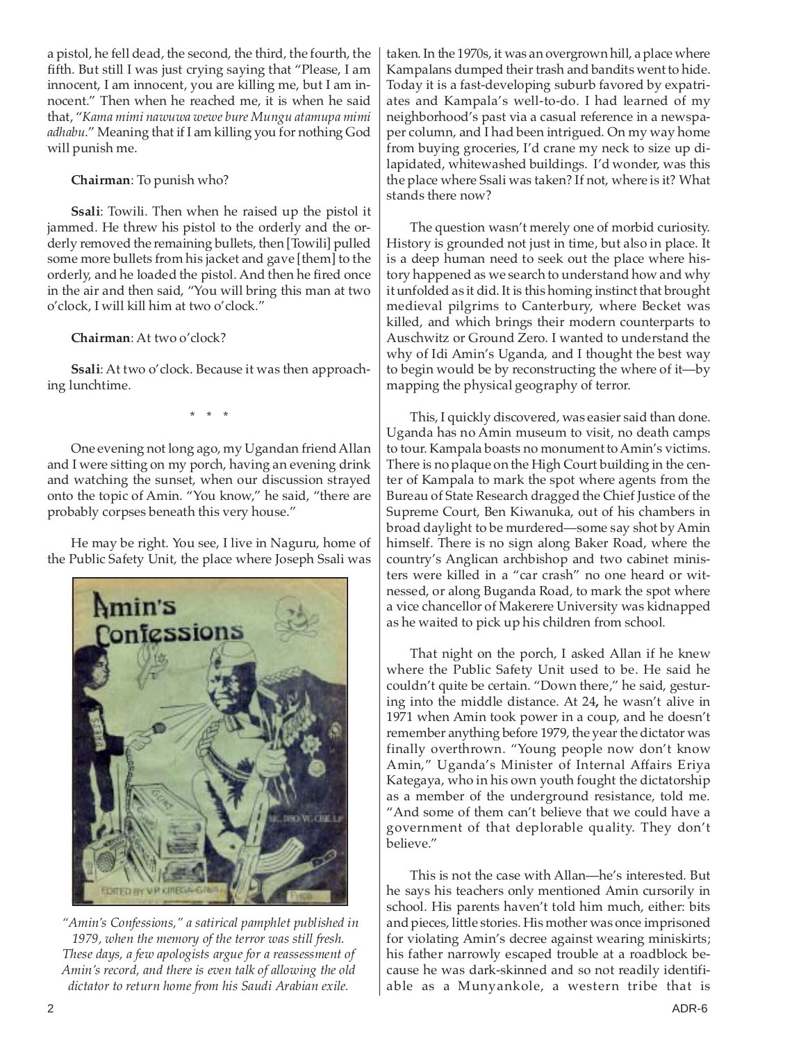a pistol, he fell dead, the second, the third, the fourth, the fifth. But still I was just crying saying that "Please, I am innocent, I am innocent, you are killing me, but I am innocent." Then when he reached me, it is when he said that, "*Kama mimi nawuwa wewe bure Mungu atamupa mimi adhabu*." Meaning that if I am killing you for nothing God will punish me.

**Chairman**: To punish who?

**Ssali**: Towili. Then when he raised up the pistol it jammed. He threw his pistol to the orderly and the orderly removed the remaining bullets, then [Towili] pulled some more bullets from his jacket and gave [them] to the orderly, and he loaded the pistol. And then he fired once in the air and then said, "You will bring this man at two o'clock, I will kill him at two o'clock."

**Chairman**: At two o'clock?

**Ssali**: At two o'clock. Because it was then approaching lunchtime.

\* \* \*

One evening not long ago, my Ugandan friend Allan and I were sitting on my porch, having an evening drink and watching the sunset, when our discussion strayed onto the topic of Amin. "You know," he said, "there are probably corpses beneath this very house."

He may be right. You see, I live in Naguru, home of the Public Safety Unit, the place where Joseph Ssali was taken. In the 1970s, it was an overgrown hill, a place where Kampalans dumped their trash and bandits went to hide. Today it is a fast-developing suburb favored by expatriates and Kampala's well-to-do. I had learned of my neighborhood's past via a casual reference in a newspaper column, and I had been intrigued. On my way home from buying groceries, I'd crane my neck to size up dilapidated, whitewashed buildings. I'd wonder, was this the place where Ssali was taken? If not, where is it? What stands there now?

*"Amin's Confessions," a satirical pamphlet published in 1979, when the memory of the terror was still fresh. These days, a few apologists argue for a reassessment of Amin's record, and there is even talk of allowing the old dictator to return home from his Saudi Arabian exile.*

The question wasn't merely one of morbid curiosity. History is grounded not just in time, but also in place. It is a deep human need to seek out the place where history happened as we search to understand how and why it unfolded as it did. It is this homing instinct that brought medieval pilgrims to Canterbury, where Becket was killed, and which brings their modern counterparts to Auschwitz or Ground Zero. I wanted to understand the why of Idi Amin's Uganda, and I thought the best way to begin would be by reconstructing the where of it—by mapping the physical geography of terror.

This, I quickly discovered, was easier said than done. Uganda has no Amin museum to visit, no death camps to tour. Kampala boasts no monument to Amin's victims. There is no plaque on the High Court building in the center of Kampala to mark the spot where agents from the Bureau of State Research dragged the Chief Justice of the Supreme Court, Ben Kiwanuka, out of his chambers in broad daylight to be murdered—some say shot by Amin himself. There is no sign along Baker Road, where the country's Anglican archbishop and two cabinet ministers were killed in a "car crash" no one heard or witnessed, or along Buganda Road, to mark the spot where a vice chancellor of Makerere University was kidnapped as he waited to pick up his children from school.

That night on the porch, I asked Allan if he knew where the Public Safety Unit used to be. He said he couldn't quite be certain. "Down there," he said, gesturing into the middle distance. At 24**,** he wasn't alive in 1971 when Amin took power in a coup, and he doesn't remember anything before 1979, the year the dictator was finally overthrown. "Young people now don't know Amin," Uganda's Minister of Internal Affairs Eriya Kategaya, who in his own youth fought the dictatorship as a member of the underground resistance, told me. "And some of them can't believe that we could have a government of that deplorable quality. They don't believe."

This is not the case with Allan—he's interested. But he says his teachers only mentioned Amin cursorily in school. His parents haven't told him much, either: bits and pieces, little stories. His mother was once imprisoned for violating Amin's decree against wearing miniskirts; his father narrowly escaped trouble at a roadblock because he was dark-skinned and so not readily identifiable as a Munyankole, a western tribe that is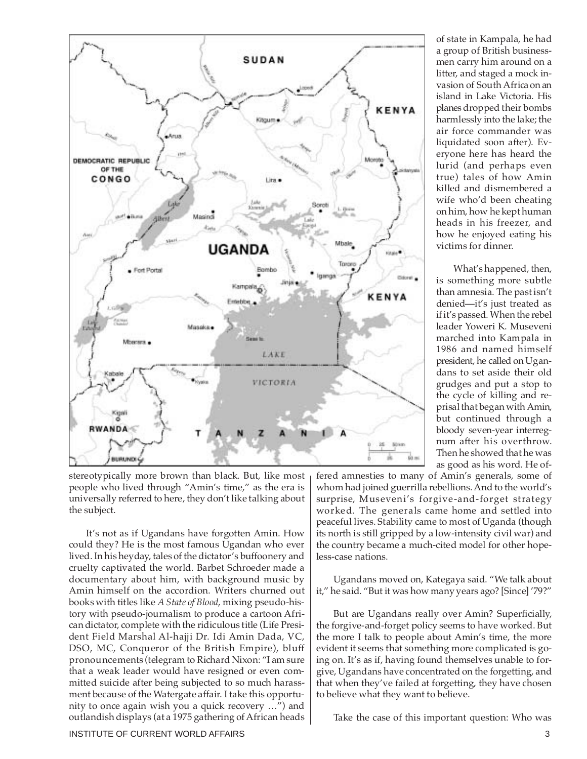stereotypically more brown than black. But, like most people who lived through "Amin's time," as the era is universally referred to here, they don't like talking about the subject.

It's not as if Ugandans have forgotten Amin. How could they? He is the most famous Ugandan who ever lived. In his heyday, tales of the dictator's buffoonery and cruelty captivated the world. Barbet Schroeder made a documentary about him, with background music by Amin himself on the accordion. Writers churned out books with titles like *A State of Blood*, mixing pseudo-history with pseudo-journalism to produce a cartoon African dictator, complete with the ridiculous title (Life President Field Marshal Al-hajji Dr. Idi Amin Dada, VC, DSO, MC, Conqueror of the British Empire), bluff pronouncements (telegram to Richard Nixon: "I am sure that a weak leader would have resigned or even committed suicide after being subjected to so much harassment because of the Watergate affair. I take this opportunity to once again wish you a quick recovery …") and outlandish displays (at a 1975 gathering of African heads of state in Kampala, he had a group of British businessmen carry him around on a litter, and staged a mock invasion of South Africa on an island in Lake Victoria. His planes dropped their bombs harmlessly into the lake; the air force commander was liquidated soon after). Everyone here has heard the lurid (and perhaps even true) tales of how Amin killed and dismembered a wife who'd been cheating on him, how he kept human heads in his freezer, and how he enjoyed eating his victims for dinner.

What's happened, then, is something more subtle than amnesia. The past isn't denied—it's just treated as if it's passed. When the rebel leader Yoweri K. Museveni marched into Kampala in 1986 and named himself president, he called on Ugandans to set aside their old grudges and put a stop to the cycle of killing and reprisal that began with Amin, but continued through a bloody seven-year interregnum after his overthrow. Then he showed that he was as good as his word. He offered amnesties to many of Amin's generals, some of whom had joined guerrilla rebellions. And to the world's surprise, Museveni's forgive-and-forget strategy worked. The generals came home and settled into peaceful lives. Stability came to most of Uganda (though its north is still gripped by a low-intensity civil war) and the country became a much-cited model for other hopeless-case nations.

Ugandans moved on, Kategaya said. "We talk about it," he said. "But it was how many years ago? [Since] '79?"

But are Ugandans really over Amin? Superficially, the forgive-and-forget policy seems to have worked. But the more I talk to people about Amin's time, the more evident it seems that something more complicated is going on. It's as if, having found themselves unable to forgive, Ugandans have concentrated on the forgetting, and that when they've failed at forgetting, they have chosen to believe what they want to believe.

Take the case of this important question: Who was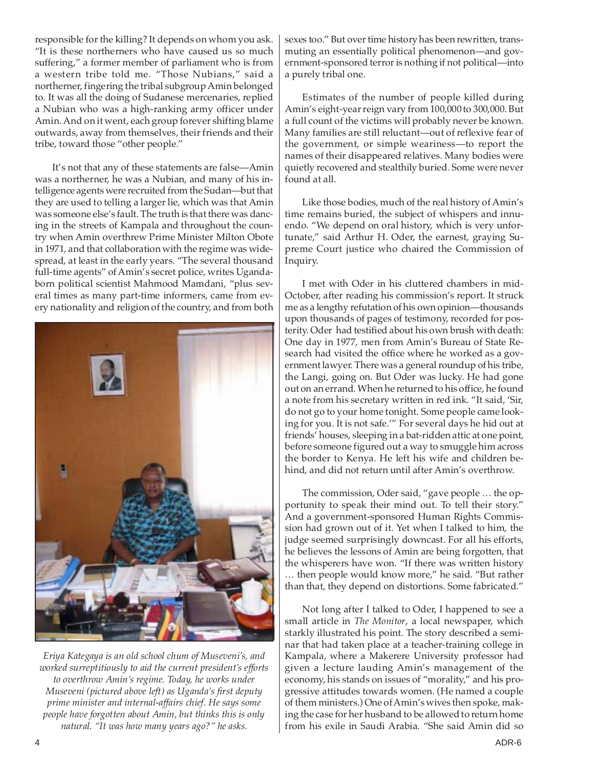responsible for the killing? It depends on whom you ask. "It is these northerners who have caused us so much suffering," a former member of parliament who is from a western tribe told me. "Those Nubians," said a northerner, fingering the tribal subgroup Amin belonged to. It was all the doing of Sudanese mercenaries, replied a Nubian who was a high-ranking army officer under Amin. And on it went, each group forever shifting blame outwards, away from themselves, their friends and their tribe, toward those "other people."

It's not that any of these statements are false—Amin was a northerner, he was a Nubian, and many of his intelligence agents were recruited from the Sudan—but that they are used to telling a larger lie, which was that Amin was someone else's fault. The truth is that there was dancing in the streets of Kampala and throughout the country when Amin overthrew Prime Minister Milton Obote in 1971, and that collaboration with the regime was widespread, at least in the early years. "The several thousand full-time agents" of Amin's secret police, writes Uganda-born political scientist Mahmood Mamdani, "plus several times as many part-time informers, came from every nationality and religion of the country, and from both sexes too." But over time history has been rewritten, transmuting an essentially political phenomenon—and government-sponsored terror is nothing if not political—into a purely tribal one.

*Eriya Kategaya is an old school chum of Museveni's, and worked surreptitiously to aid the current president's efforts to overthrow Amin's regime. Today, he works under Museveni (pictured above left) as Uganda's first deputy prime minister and internal-affairs chief. He says some people have forgotten about Amin, but thinks this is only natural. "It was how many years ago?" he asks.*

Estimates of the number of people killed during Amin's eight-year reign vary from 100,000 to 300,000. But a full count of the victims will probably never be known. Many families are still reluctant—out of reflexive fear of the government, or simple weariness—to report the names of their disappeared relatives. Many bodies were quietly recovered and stealthily buried. Some were never found at all.

Like those bodies, much of the real history of Amin's time remains buried, the subject of whispers and innuendo. "We depend on oral history, which is very unfortunate," said Arthur H. Oder, the earnest, graying Supreme Court justice who chaired the Commission of Inquiry.

I met with Oder in his cluttered chambers in mid-October, after reading his commission's report. It struck me as a lengthy refutation of his own opinion—thousands upon thousands of pages of testimony, recorded for posterity. Oder had testified about his own brush with death: One day in 1977, men from Amin's Bureau of State Research had visited the office where he worked as a government lawyer. There was a general roundup of his tribe, the Langi, going on. But Oder was lucky. He had gone out on an errand. When he returned to his office, he found a note from his secretary written in red ink. "It said, 'Sir, do not go to your home tonight. Some people came looking for you. It is not safe.'" For several days he hid out at friends' houses, sleeping in a bat-ridden attic at one point, before someone figured out a way to smuggle him across the border to Kenya. He left his wife and children behind, and did not return until after Amin's overthrow.

The commission, Oder said, "gave people … the opportunity to speak their mind out. To tell their story." And a government-sponsored Human Rights Commission had grown out of it. Yet when I talked to him, the judge seemed surprisingly downcast. For all his efforts, he believes the lessons of Amin are being forgotten, that the whisperers have won. "If there was written history … then people would know more," he said. "But rather than that, they depend on distortions. Some fabricated."

Not long after I talked to Oder, I happened to see a small article in *The Monitor*, a local newspaper, which starkly illustrated his point. The story described a seminar that had taken place at a teacher-training college in Kampala, where a Makerere University professor had given a lecture lauding Amin's management of the economy, his stands on issues of "morality," and his progressive attitudes towards women. (He named a couple of them ministers.) One of Amin's wives then spoke, making the case for her husband to be allowed to return home from his exile in Saudi Arabia. "She said Amin did so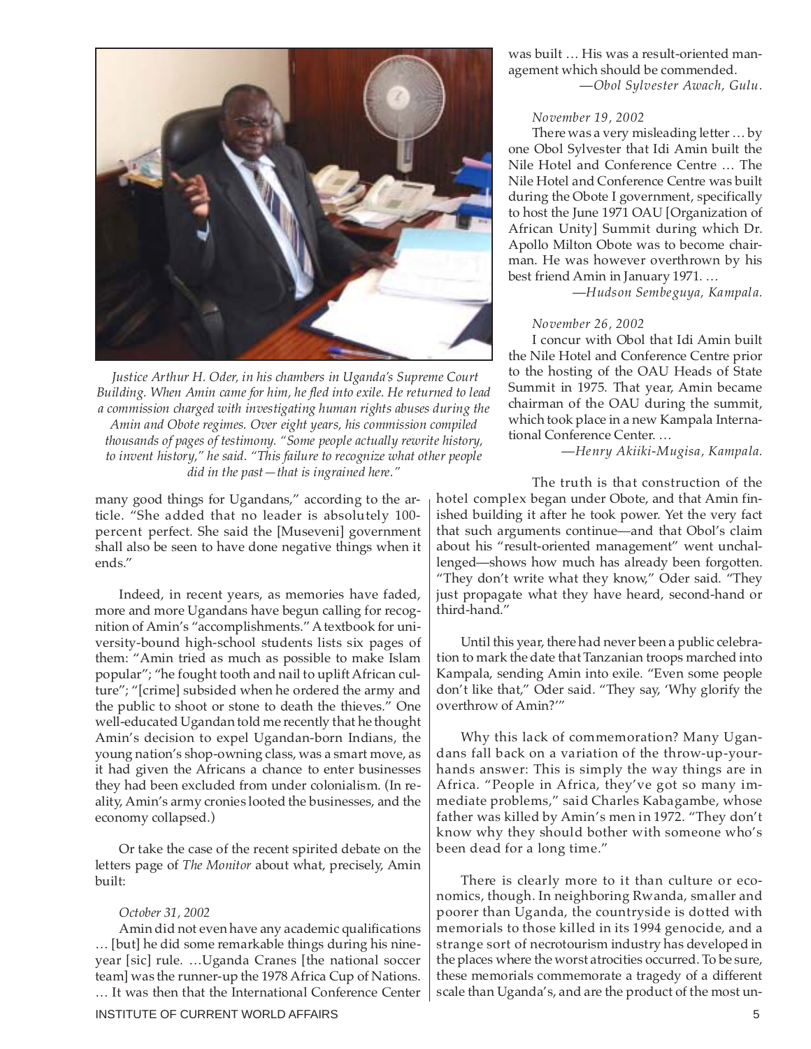Justice Arthur H. Oder, in his chambers in Uganda's Supreme Court Building. When Amin came for him, he fled into exile. He returned to lead a commission charged with investigating human rights abuses during the Amin and Obote regimes. Over eight years, his commission compiled thousands of pages of testimony. "Some people actually rewrite history, to invent history," he said. "This failure to recognize what other people did in the past—that is ingrained here."

many good things for Ugandans," according to the article. "She added that no leader is absolutely 100-percent perfect. She said the [Museveni] government shall also be seen to have done negative things when it ends."

Indeed, in recent years, as memories have faded, more and more Ugandans have begun calling for recognition of Amin's "accomplishments." A textbook for university-bound high-school students lists six pages of them: "Amin tried as much as possible to make Islam popular"; "he fought tooth and nail to uplift African culture"; "[crime] subsided when he ordered the army and the public to shoot or stone to death the thieves." One well-educated Ugandan told me recently that he thought Amin's decision to expel Ugandan-born Indians, the young nation's shop-owning class, was a smart move, as it had given the Africans a chance to enter businesses they had been excluded from under colonialism. (In reality, Amin's army cronies looted the businesses, and the economy collapsed.)

Or take the case of the recent spirited debate on the letters page of *The Monitor* about what, precisely, Amin built:

*October 31, 2002*

Amin did not even have any academic qualifications … [but] he did some remarkable things during his nine-year [sic] rule. …Uganda Cranes [the national soccer team] was the runner-up the 1978 Africa Cup of Nations. … It was then that the International Conference Center was built … His was a result-oriented management which should be commended.

*—Obol Sylvester Awach, Gulu.*

*November 19, 2002*

There was a very misleading letter … by one Obol Sylvester that Idi Amin built the Nile Hotel and Conference Centre … The Nile Hotel and Conference Centre was built during the Obote I government, specifically to host the June 1971 OAU [Organization of African Unity] Summit during which Dr. Apollo Milton Obote was to become chairman. He was however overthrown by his best friend Amin in January 1971. …

*—Hudson Sembeguya, Kampala.*

*November 26, 2002*

I concur with Obol that Idi Amin built the Nile Hotel and Conference Centre prior to the hosting of the OAU Heads of State Summit in 1975. That year, Amin became chairman of the OAU during the summit, which took place in a new Kampala International Conference Center. …

*—Henry Akiiki-Mugisa, Kampala.*

The truth is that construction of the hotel complex began under Obote, and that Amin finished building it after he took power. Yet the very fact that such arguments continue—and that Obol's claim about his "result-oriented management" went unchallenged—shows how much has already been forgotten. "They don't write what they know," Oder said. "They just propagate what they have heard, second-hand or third-hand."

Until this year, there had never been a public celebration to mark the date that Tanzanian troops marched into Kampala, sending Amin into exile. "Even some people don't like that," Oder said. "They say, 'Why glorify the overthrow of Amin?'"

Why this lack of commemoration? Many Ugandans fall back on a variation of the throw-up-your-hands answer: This is simply the way things are in Africa. "People in Africa, they've got so many immediate problems," said Charles Kabagambe, whose father was killed by Amin's men in 1972. "They don't know why they should bother with someone who's been dead for a long time."

There is clearly more to it than culture or economics, though. In neighboring Rwanda, smaller and poorer than Uganda, the countryside is dotted with memorials to those killed in its 1994 genocide, and a strange sort of necrotourism industry has developed in the places where the worst atrocities occurred. To be sure, these memorials commemorate a tragedy of a different scale than Uganda's, and are the product of the most un-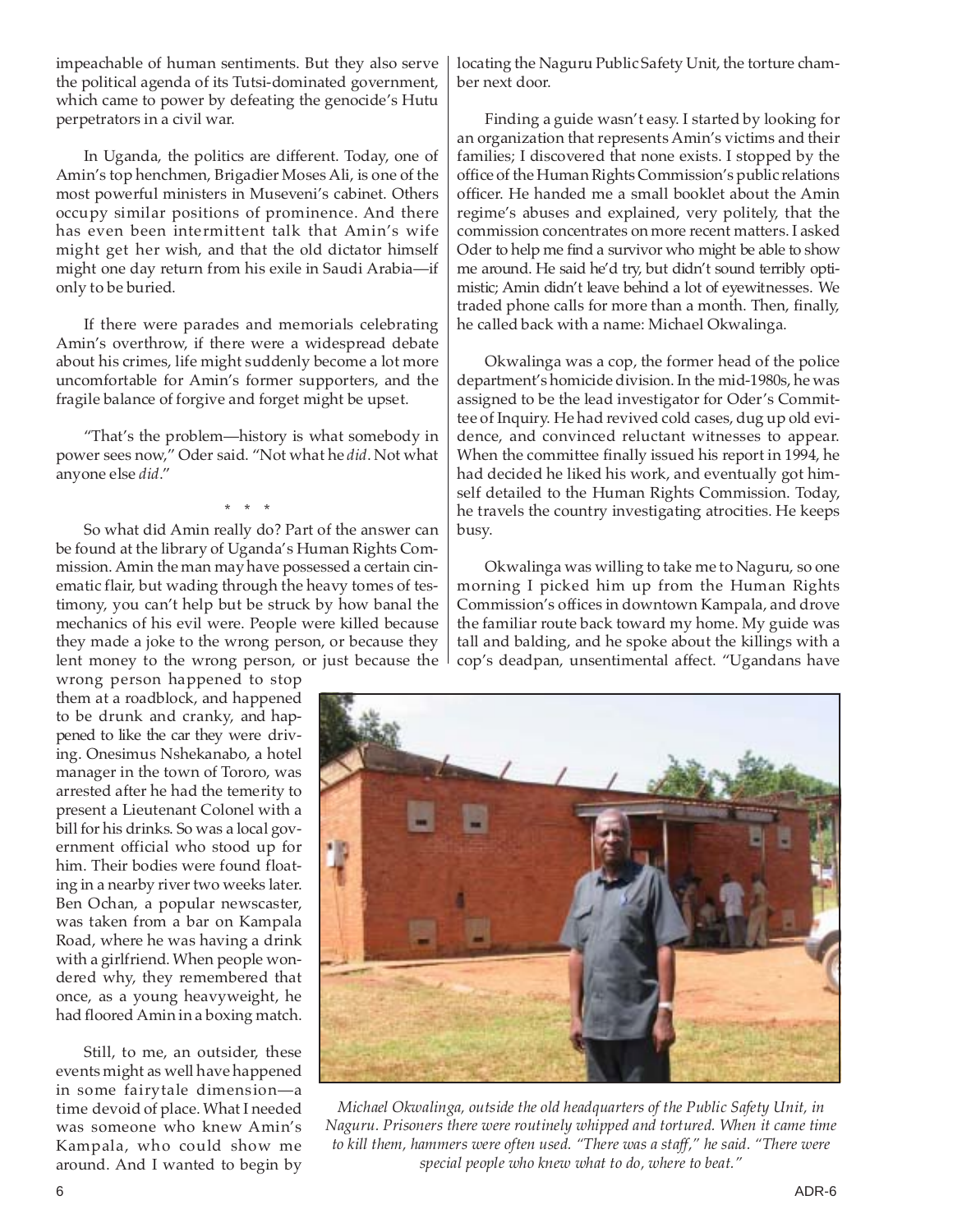impeachable of human sentiments. But they also serve the political agenda of its Tutsi-dominated government, which came to power by defeating the genocide's Hutu perpetrators in a civil war.

In Uganda, the politics are different. Today, one of Amin's top henchmen, Brigadier Moses Ali, is one of the most powerful ministers in Museveni's cabinet. Others occupy similar positions of prominence. And there has even been intermittent talk that Amin's wife might get her wish, and that the old dictator himself might one day return from his exile in Saudi Arabia—if only to be buried.

If there were parades and memorials celebrating Amin's overthrow, if there were a widespread debate about his crimes, life might suddenly become a lot more uncomfortable for Amin's former supporters, and the fragile balance of forgive and forget might be upset.

"That's the problem—history is what somebody in power sees now," Oder said. "Not what he *did*. Not what anyone else *did*."

\* \* \*

So what did Amin really do? Part of the answer can be found at the library of Uganda's Human Rights Commission. Amin the man may have possessed a certain cinematic flair, but wading through the heavy tomes of testimony, you can't help but be struck by how banal the mechanics of his evil were. People were killed because they made a joke to the wrong person, or because they lent money to the wrong person, or just because the wrong person happened to stop them at a roadblock, and happened to be drunk and cranky, and happened to like the car they were driving. Onesimus Nshekanabo, a hotel manager in the town of Tororo, was arrested after he had the temerity to present a Lieutenant Colonel with a bill for his drinks. So was a local government official who stood up for him. Their bodies were found floating in a nearby river two weeks later. Ben Ochan, a popular newscaster, was taken from a bar on Kampala Road, where he was having a drink with a girlfriend. When people wondered why, they remembered that once, as a young heavyweight, he had floored Amin in a boxing match.

Still, to me, an outsider, these events might as well have happened in some fairytale dimension—a time devoid of place. What I needed was someone who knew Amin's Kampala, who could show me around. And I wanted to begin by locating the Naguru Public Safety Unit, the torture chamber next door.

Finding a guide wasn't easy. I started by looking for an organization that represents Amin's victims and their families; I discovered that none exists. I stopped by the office of the Human Rights Commission's public relations officer. He handed me a small booklet about the Amin regime's abuses and explained, very politely, that the commission concentrates on more recent matters. I asked Oder to help me find a survivor who might be able to show me around. He said he'd try, but didn't sound terribly optimistic; Amin didn't leave behind a lot of eyewitnesses. We traded phone calls for more than a month. Then, finally, he called back with a name: Michael Okwalinga.

Okwalinga was a cop, the former head of the police department's homicide division. In the mid-1980s, he was assigned to be the lead investigator for Oder's Committee of Inquiry. He had revived cold cases, dug up old evidence, and convinced reluctant witnesses to appear. When the committee finally issued his report in 1994, he had decided he liked his work, and eventually got himself detailed to the Human Rights Commission. Today, he travels the country investigating atrocities. He keeps busy.

Okwalinga was willing to take me to Naguru, so one morning I picked him up from the Human Rights Commission's offices in downtown Kampala, and drove the familiar route back toward my home. My guide was tall and balding, and he spoke about the killings with a cop's deadpan, unsentimental affect. "Ugandans have

*Michael Okwalinga, outside the old headquarters of the Public Safety Unit, in Naguru. Prisoners there were routinely whipped and tortured. When it came time to kill them, hammers were often used. "There was a staff," he said. "There were special people who knew what to do, where to beat."*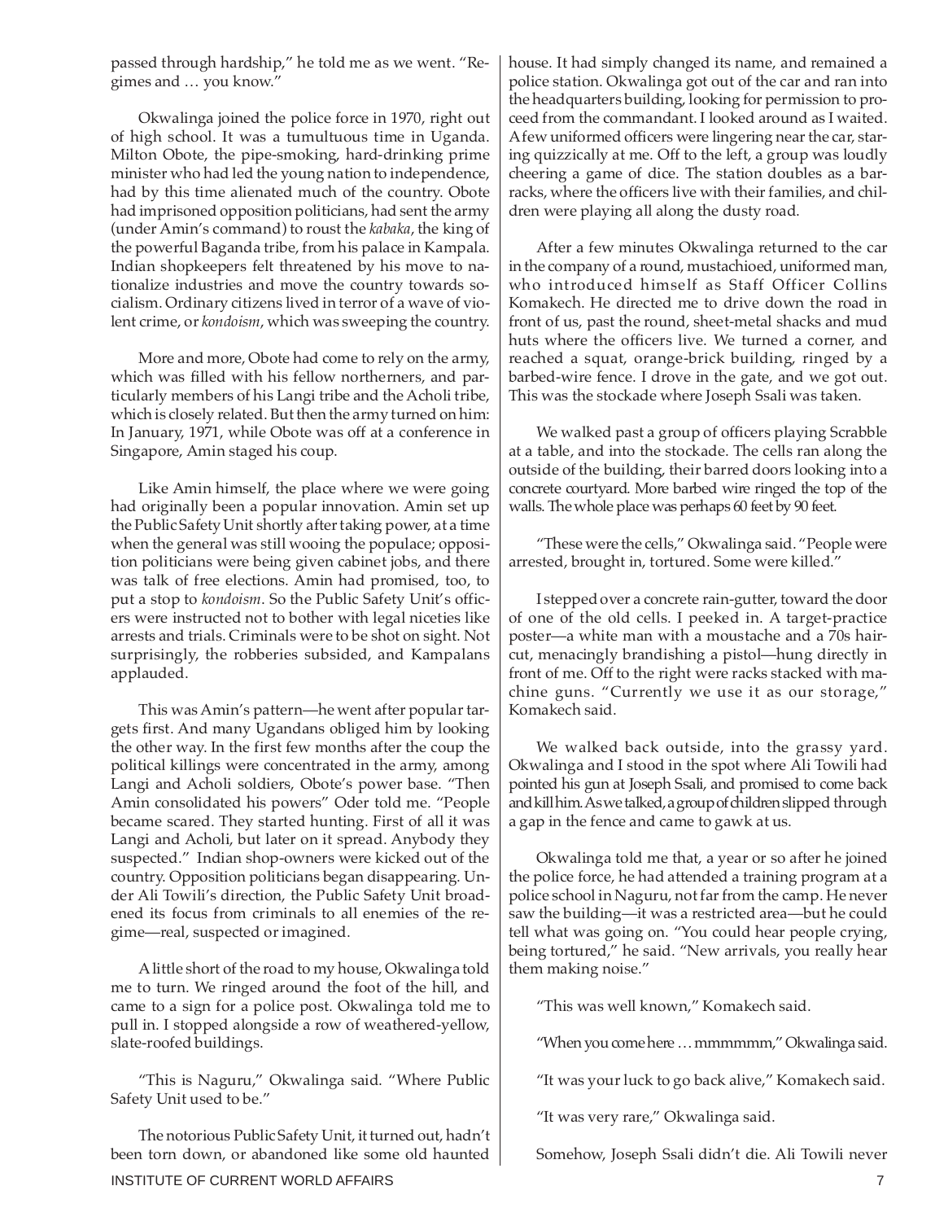passed through hardship," he told me as we went. "Regimes and … you know."

Okwalinga joined the police force in 1970, right out of high school. It was a tumultuous time in Uganda. Milton Obote, the pipe-smoking, hard-drinking prime minister who had led the young nation to independence, had by this time alienated much of the country. Obote had imprisoned opposition politicians, had sent the army (under Amin's command) to roust the *kabaka*, the king of the powerful Baganda tribe, from his palace in Kampala. Indian shopkeepers felt threatened by his move to nationalize industries and move the country towards socialism. Ordinary citizens lived in terror of a wave of violent crime, or *kondoism*, which was sweeping the country.

More and more, Obote had come to rely on the army, which was filled with his fellow northerners, and particularly members of his Langi tribe and the Acholi tribe, which is closely related. But then the army turned on him: In January, 1971, while Obote was off at a conference in Singapore, Amin staged his coup.

Like Amin himself, the place where we were going had originally been a popular innovation. Amin set up the Public Safety Unit shortly after taking power, at a time when the general was still wooing the populace; opposition politicians were being given cabinet jobs, and there was talk of free elections. Amin had promised, too, to put a stop to *kondoism*. So the Public Safety Unit's officers were instructed not to bother with legal niceties like arrests and trials. Criminals were to be shot on sight. Not surprisingly, the robberies subsided, and Kampalans applauded.

This was Amin's pattern—he went after popular targets first. And many Ugandans obliged him by looking the other way. In the first few months after the coup the political killings were concentrated in the army, among Langi and Acholi soldiers, Obote's power base. "Then Amin consolidated his powers" Oder told me. "People became scared. They started hunting. First of all it was Langi and Acholi, but later on it spread. Anybody they suspected." Indian shop-owners were kicked out of the country. Opposition politicians began disappearing. Under Ali Towili's direction, the Public Safety Unit broadened its focus from criminals to all enemies of the regime—real, suspected or imagined.

A little short of the road to my house, Okwalinga told me to turn. We ringed around the foot of the hill, and came to a sign for a police post. Okwalinga told me to pull in. I stopped alongside a row of weathered-yellow, slate-roofed buildings.

"This is Naguru," Okwalinga said. "Where Public Safety Unit used to be."

The notorious Public Safety Unit, it turned out, hadn't been torn down, or abandoned like some old haunted house. It had simply changed its name, and remained a police station. Okwalinga got out of the car and ran into the headquarters building, looking for permission to proceed from the commandant. I looked around as I waited. A few uniformed officers were lingering near the car, staring quizzically at me. Off to the left, a group was loudly cheering a game of dice. The station doubles as a barracks, where the officers live with their families, and children were playing all along the dusty road.

After a few minutes Okwalinga returned to the car in the company of a round, mustachioed, uniformed man, who introduced himself as Staff Officer Collins Komakech. He directed me to drive down the road in front of us, past the round, sheet-metal shacks and mud huts where the officers live. We turned a corner, and reached a squat, orange-brick building, ringed by a barbed-wire fence. I drove in the gate, and we got out. This was the stockade where Joseph Ssali was taken.

We walked past a group of officers playing Scrabble at a table, and into the stockade. The cells ran along the outside of the building, their barred doors looking into a concrete courtyard. More barbed wire ringed the top of the walls. The whole place was perhaps 60 feet by 90 feet.

"These were the cells," Okwalinga said. "People were arrested, brought in, tortured. Some were killed."

I stepped over a concrete rain-gutter, toward the door of one of the old cells. I peeked in. A target-practice poster—a white man with a moustache and a 70s haircut, menacingly brandishing a pistol—hung directly in front of me. Off to the right were racks stacked with machine guns. "Currently we use it as our storage," Komakech said.

We walked back outside, into the grassy yard. Okwalinga and I stood in the spot where Ali Towili had pointed his gun at Joseph Ssali, and promised to come back and kill him. As we talked, a group of children slipped through a gap in the fence and came to gawk at us.

Okwalinga told me that, a year or so after he joined the police force, he had attended a training program at a police school in Naguru, not far from the camp. He never saw the building—it was a restricted area—but he could tell what was going on. "You could hear people crying, being tortured," he said. "New arrivals, you really hear them making noise."

"This was well known," Komakech said.

"When you come here … mmmmmm," Okwalinga said.

"It was your luck to go back alive," Komakech said.

"It was very rare," Okwalinga said.

Somehow, Joseph Ssali didn't die. Ali Towili never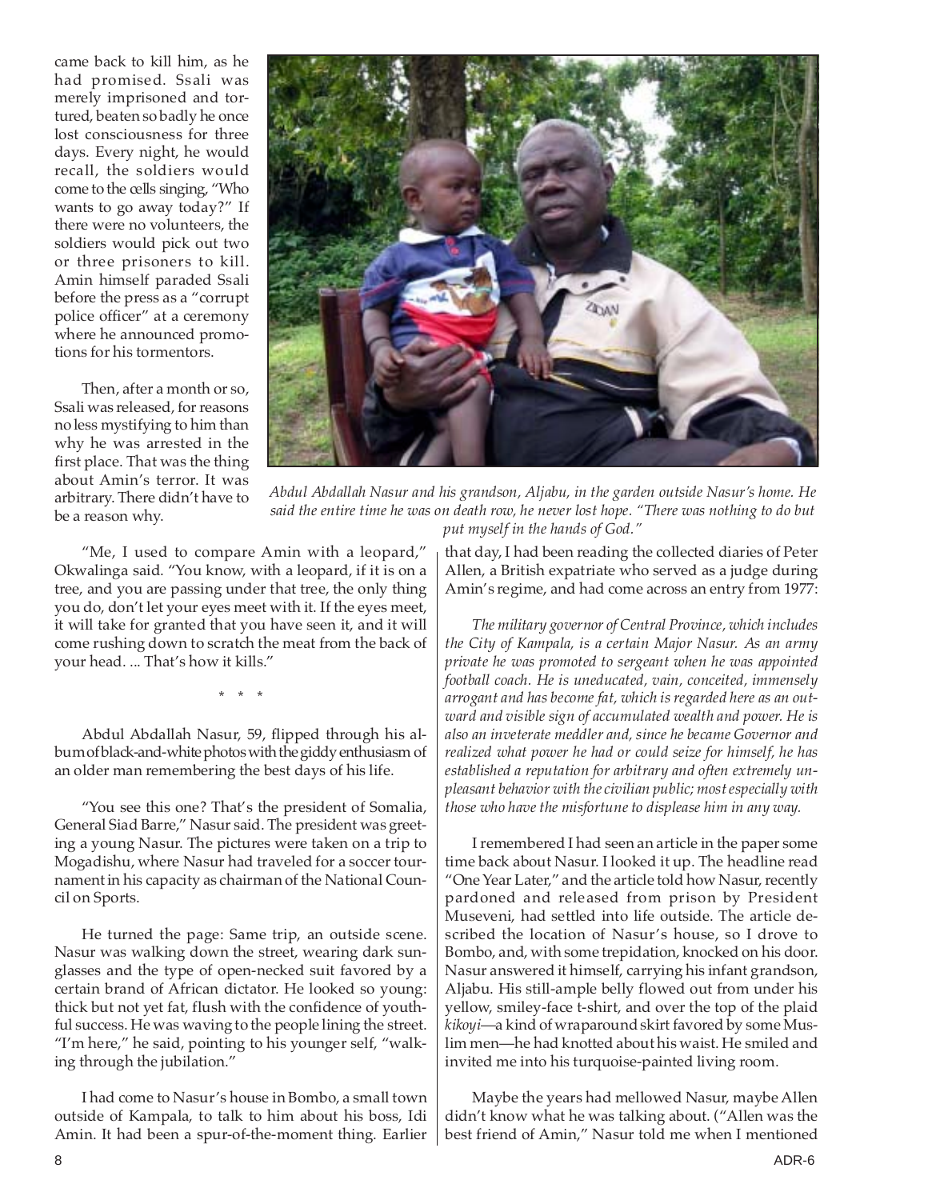came back to kill him, as he had promised. Ssali was merely imprisoned and tortured, beaten so badly he once lost consciousness for three days. Every night, he would recall, the soldiers would come to the cells singing, "Who wants to go away today?" If there were no volunteers, the soldiers would pick out two or three prisoners to kill. Amin himself paraded Ssali before the press as a "corrupt police officer" at a ceremony where he announced promotions for his tormentors.

Then, after a month or so, Ssali was released, for reasons no less mystifying to him than why he was arrested in the first place. That was the thing about Amin's terror. It was arbitrary. There didn't have to be a reason why.

*Abdul Abdallah Nasur and his grandson, Aljabu, in the garden outside Nasur's home. He said the entire time he was on death row, he never lost hope. "There was nothing to do but put myself in the hands of God."*

"Me, I used to compare Amin with a leopard," Okwalinga said. "You know, with a leopard, if it is on a tree, and you are passing under that tree, the only thing you do, don't let your eyes meet with it. If the eyes meet, it will take for granted that you have seen it, and it will come rushing down to scratch the meat from the back of your head. ... That's how it kills."

\* \* \*

Abdul Abdallah Nasur, 59, flipped through his album of black-and-white photos with the giddy enthusiasm of an older man remembering the best days of his life.

"You see this one? That's the president of Somalia, General Siad Barre," Nasur said. The president was greeting a young Nasur. The pictures were taken on a trip to Mogadishu, where Nasur had traveled for a soccer tournament in his capacity as chairman of the National Council on Sports.

He turned the page: Same trip, an outside scene. Nasur was walking down the street, wearing dark sunglasses and the type of open-necked suit favored by a certain brand of African dictator. He looked so young: thick but not yet fat, flush with the confidence of youthful success. He was waving to the people lining the street. "I'm here," he said, pointing to his younger self, "walking through the jubilation."

I had come to Nasur's house in Bombo, a small town outside of Kampala, to talk to him about his boss, Idi Amin. It had been a spur-of-the-moment thing. Earlier that day, I had been reading the collected diaries of Peter Allen, a British expatriate who served as a judge during Amin's regime, and had come across an entry from 1977:

*The military governor of Central Province, which includes the City of Kampala, is a certain Major Nasur. As an army private he was promoted to sergeant when he was appointed football coach. He is uneducated, vain, conceited, immensely arrogant and has become fat, which is regarded here as an outward and visible sign of accumulated wealth and power. He is also an inveterate meddler and, since he became Governor and realized what power he had or could seize for himself, he has established a reputation for arbitrary and often extremely unpleasant behavior with the civilian public; most especially with those who have the misfortune to displease him in any way.*

I remembered I had seen an article in the paper some time back about Nasur. I looked it up. The headline read "One Year Later," and the article told how Nasur, recently pardoned and released from prison by President Museveni, had settled into life outside. The article described the location of Nasur's house, so I drove to Bombo, and, with some trepidation, knocked on his door. Nasur answered it himself, carrying his infant grandson, Aljabu. His still-ample belly flowed out from under his yellow, smiley-face t-shirt, and over the top of the plaid *kikoyi*—a kind of wraparound skirt favored by some Muslim men—he had knotted about his waist. He smiled and invited me into his turquoise-painted living room.

Maybe the years had mellowed Nasur, maybe Allen didn't know what he was talking about. ("Allen was the best friend of Amin," Nasur told me when I mentioned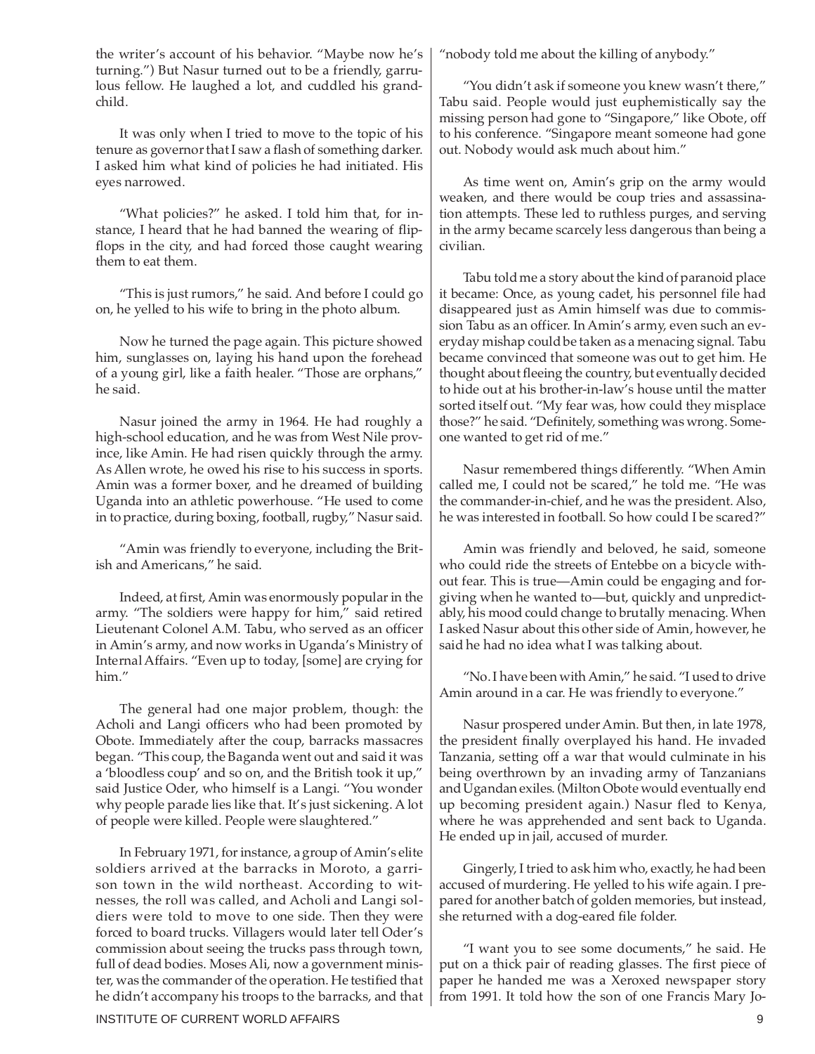the writer's account of his behavior. "Maybe now he's turning.") But Nasur turned out to be a friendly, garrulous fellow. He laughed a lot, and cuddled his grandchild.

It was only when I tried to move to the topic of his tenure as governor that I saw a flash of something darker. I asked him what kind of policies he had initiated. His eyes narrowed.

"What policies?" he asked. I told him that, for instance, I heard that he had banned the wearing of flip-flops in the city, and had forced those caught wearing them to eat them.

"This is just rumors," he said. And before I could go on, he yelled to his wife to bring in the photo album.

Now he turned the page again. This picture showed him, sunglasses on, laying his hand upon the forehead of a young girl, like a faith healer. "Those are orphans," he said.

Nasur joined the army in 1964. He had roughly a high-school education, and he was from West Nile province, like Amin. He had risen quickly through the army. As Allen wrote, he owed his rise to his success in sports. Amin was a former boxer, and he dreamed of building Uganda into an athletic powerhouse. "He used to come in to practice, during boxing, football, rugby," Nasur said.

"Amin was friendly to everyone, including the British and Americans," he said.

Indeed, at first, Amin was enormously popular in the army. "The soldiers were happy for him," said retired Lieutenant Colonel A.M. Tabu, who served as an officer in Amin's army, and now works in Uganda's Ministry of Internal Affairs. "Even up to today, [some] are crying for him."

The general had one major problem, though: the Acholi and Langi officers who had been promoted by Obote. Immediately after the coup, barracks massacres began. "This coup, the Baganda went out and said it was a 'bloodless coup' and so on, and the British took it up," said Justice Oder, who himself is a Langi. "You wonder why people parade lies like that. It's just sickening. A lot of people were killed. People were slaughtered."

In February 1971, for instance, a group of Amin's elite soldiers arrived at the barracks in Moroto, a garrison town in the wild northeast. According to witnesses, the roll was called, and Acholi and Langi soldiers were told to move to one side. Then they were forced to board trucks. Villagers would later tell Oder's commission about seeing the trucks pass through town, full of dead bodies. Moses Ali, now a government minister, was the commander of the operation. He testified that he didn't accompany his troops to the barracks, and that "nobody told me about the killing of anybody."

"You didn't ask if someone you knew wasn't there," Tabu said. People would just euphemistically say the missing person had gone to "Singapore," like Obote, off to his conference. "Singapore meant someone had gone out. Nobody would ask much about him."

As time went on, Amin's grip on the army would weaken, and there would be coup tries and assassination attempts. These led to ruthless purges, and serving in the army became scarcely less dangerous than being a civilian.

Tabu told me a story about the kind of paranoid place it became: Once, as young cadet, his personnel file had disappeared just as Amin himself was due to commission Tabu as an officer. In Amin's army, even such an everyday mishap could be taken as a menacing signal. Tabu became convinced that someone was out to get him. He thought about fleeing the country, but eventually decided to hide out at his brother-in-law's house until the matter sorted itself out. "My fear was, how could they misplace those?" he said. "Definitely, something was wrong. Someone wanted to get rid of me."

Nasur remembered things differently. "When Amin called me, I could not be scared," he told me. "He was the commander-in-chief, and he was the president. Also, he was interested in football. So how could I be scared?"

Amin was friendly and beloved, he said, someone who could ride the streets of Entebbe on a bicycle without fear. This is true—Amin could be engaging and forgiving when he wanted to—but, quickly and unpredictably, his mood could change to brutally menacing. When I asked Nasur about this other side of Amin, however, he said he had no idea what I was talking about.

"No. I have been with Amin," he said. "I used to drive Amin around in a car. He was friendly to everyone."

Nasur prospered under Amin. But then, in late 1978, the president finally overplayed his hand. He invaded Tanzania, setting off a war that would culminate in his being overthrown by an invading army of Tanzanians and Ugandan exiles. (Milton Obote would eventually end up becoming president again.) Nasur fled to Kenya, where he was apprehended and sent back to Uganda. He ended up in jail, accused of murder.

Gingerly, I tried to ask him who, exactly, he had been accused of murdering. He yelled to his wife again. I prepared for another batch of golden memories, but instead, she returned with a dog-eared file folder.

"I want you to see some documents," he said. He put on a thick pair of reading glasses. The first piece of paper he handed me was a Xeroxed newspaper story from 1991. It told how the son of one Francis Mary Jo-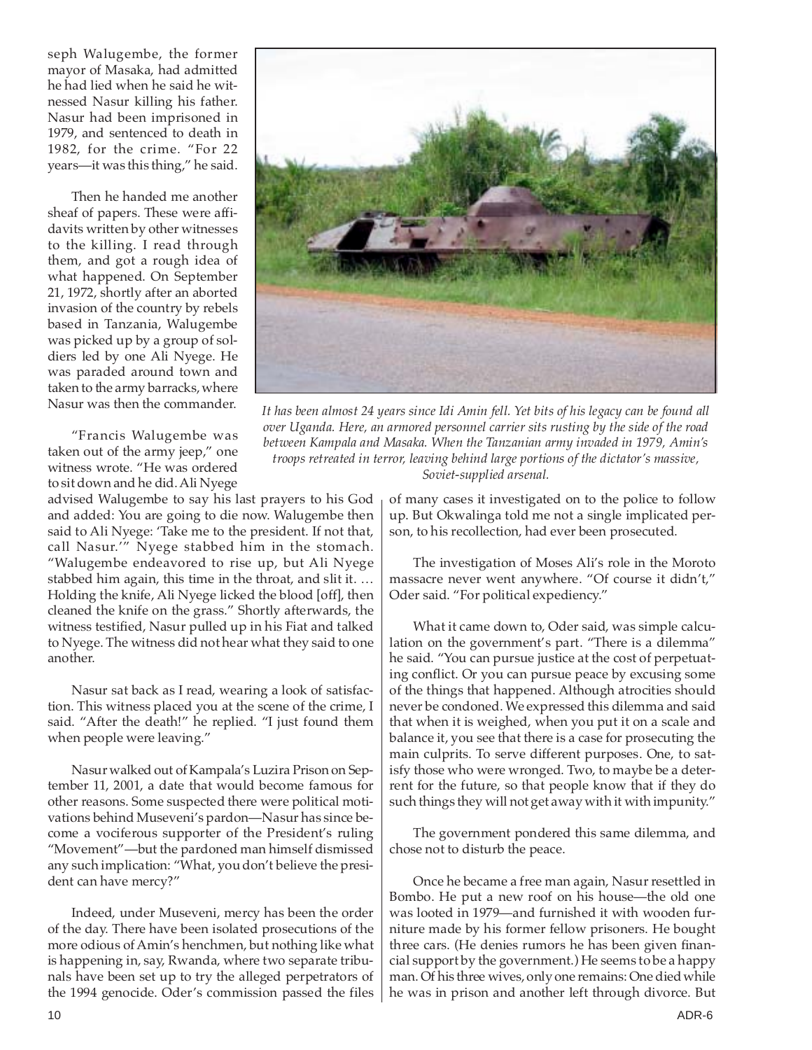seph Walugembe, the former mayor of Masaka, had admitted he had lied when he said he witnessed Nasur killing his father. Nasur had been imprisoned in 1979, and sentenced to death in 1982, for the crime. "For 22 years—it was this thing," he said.

Then he handed me another sheaf of papers. These were affidavits written by other witnesses to the killing. I read through them, and got a rough idea of what happened. On September 21, 1972, shortly after an aborted invasion of the country by rebels based in Tanzania, Walugembe was picked up by a group of soldiers led by one Ali Nyege. He was paraded around town and taken to the army barracks, where Nasur was then the commander.

*It has been almost 24 years since Idi Amin fell. Yet bits of his legacy can be found all over Uganda. Here, an armored personnel carrier sits rusting by the side of the road between Kampala and Masaka. When the Tanzanian army invaded in 1979, Amin's troops retreated in terror, leaving behind large portions of the dictator's massive, Soviet-supplied arsenal.*

"Francis Walugembe was taken out of the army jeep," one witness wrote. "He was ordered to sit down and he did. Ali Nyege advised Walugembe to say his last prayers to his God and added: You are going to die now. Walugembe then said to Ali Nyege: 'Take me to the president. If not that, call Nasur.'" Nyege stabbed him in the stomach. "Walugembe endeavored to rise up, but Ali Nyege stabbed him again, this time in the throat, and slit it. … Holding the knife, Ali Nyege licked the blood [off], then cleaned the knife on the grass." Shortly afterwards, the witness testified, Nasur pulled up in his Fiat and talked to Nyege. The witness did not hear what they said to one another.

Nasur sat back as I read, wearing a look of satisfaction. This witness placed you at the scene of the crime, I said. "After the death!" he replied. "I just found them when people were leaving."

Nasur walked out of Kampala's Luzira Prison on September 11, 2001, a date that would become famous for other reasons. Some suspected there were political motivations behind Museveni's pardon—Nasur has since become a vociferous supporter of the President's ruling "Movement"—but the pardoned man himself dismissed any such implication: "What, you don't believe the president can have mercy?"

Indeed, under Museveni, mercy has been the order of the day. There have been isolated prosecutions of the more odious of Amin's henchmen, but nothing like what is happening in, say, Rwanda, where two separate tribunals have been set up to try the alleged perpetrators of the 1994 genocide. Oder's commission passed the files of many cases it investigated on to the police to follow up. But Okwalinga told me not a single implicated person, to his recollection, had ever been prosecuted.

The investigation of Moses Ali's role in the Moroto massacre never went anywhere. "Of course it didn't," Oder said. "For political expediency."

What it came down to, Oder said, was simple calculation on the government's part. "There is a dilemma" he said. "You can pursue justice at the cost of perpetuating conflict. Or you can pursue peace by excusing some of the things that happened. Although atrocities should never be condoned. We expressed this dilemma and said that when it is weighed, when you put it on a scale and balance it, you see that there is a case for prosecuting the main culprits. To serve different purposes. One, to satisfy those who were wronged. Two, to maybe be a deterrent for the future, so that people know that if they do such things they will not get away with it with impunity."

The government pondered this same dilemma, and chose not to disturb the peace.

Once he became a free man again, Nasur resettled in Bombo. He put a new roof on his house—the old one was looted in 1979—and furnished it with wooden furniture made by his former fellow prisoners. He bought three cars. (He denies rumors he has been given financial support by the government.) He seems to be a happy man. Of his three wives, only one remains: One died while he was in prison and another left through divorce. But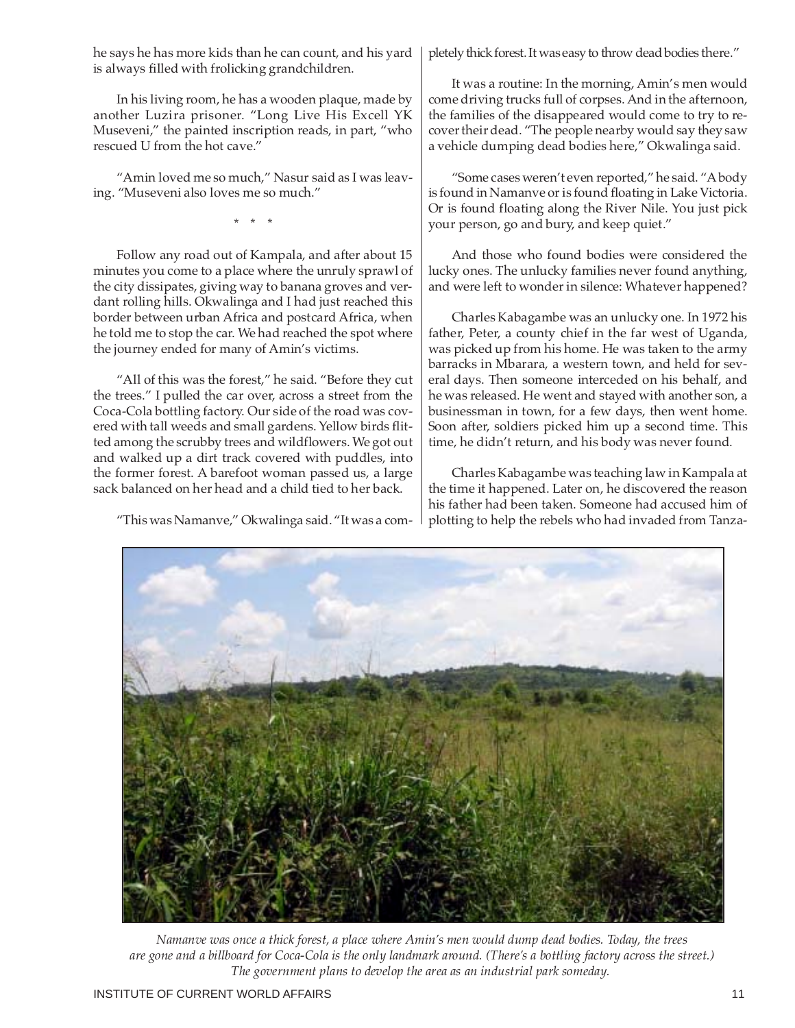he says he has more kids than he can count, and his yard is always filled with frolicking grandchildren.

In his living room, he has a wooden plaque, made by another Luzira prisoner. "Long Live His Excell YK Museveni," the painted inscription reads, in part, "who rescued U from the hot cave."

"Amin loved me so much," Nasur said as I was leaving. "Museveni also loves me so much."

\* \* \*

Follow any road out of Kampala, and after about 15 minutes you come to a place where the unruly sprawl of the city dissipates, giving way to banana groves and verdant rolling hills. Okwalinga and I had just reached this border between urban Africa and postcard Africa, when he told me to stop the car. We had reached the spot where the journey ended for many of Amin's victims.

"All of this was the forest," he said. "Before they cut the trees." I pulled the car over, across a street from the Coca-Cola bottling factory. Our side of the road was covered with tall weeds and small gardens. Yellow birds flitted among the scrubby trees and wildflowers. We got out and walked up a dirt track covered with puddles, into the former forest. A barefoot woman passed us, a large sack balanced on her head and a child tied to her back.

"This was Namanve," Okwalinga said. "It was a completely thick forest. It was easy to throw dead bodies there."

It was a routine: In the morning, Amin's men would come driving trucks full of corpses. And in the afternoon, the families of the disappeared would come to try to recover their dead. "The people nearby would say they saw a vehicle dumping dead bodies here," Okwalinga said.

"Some cases weren't even reported," he said. "A body is found in Namanve or is found floating in Lake Victoria. Or is found floating along the River Nile. You just pick your person, go and bury, and keep quiet."

And those who found bodies were considered the lucky ones. The unlucky families never found anything, and were left to wonder in silence: Whatever happened?

Charles Kabagambe was an unlucky one. In 1972 his father, Peter, a county chief in the far west of Uganda, was picked up from his home. He was taken to the army barracks in Mbarara, a western town, and held for several days. Then someone interceded on his behalf, and he was released. He went and stayed with another son, a businessman in town, for a few days, then went home. Soon after, soldiers picked him up a second time. This time, he didn't return, and his body was never found.

Charles Kabagambe was teaching law in Kampala at the time it happened. Later on, he discovered the reason his father had been taken. Someone had accused him of plotting to help the rebels who had invaded from Tanza-

*Namanve was once a thick forest, a place where Amin's men would dump dead bodies. Today, the trees are gone and a billboard for Coca-Cola is the only landmark around. (There's a bottling factory across the street.) The government plans to develop the area as an industrial park someday.*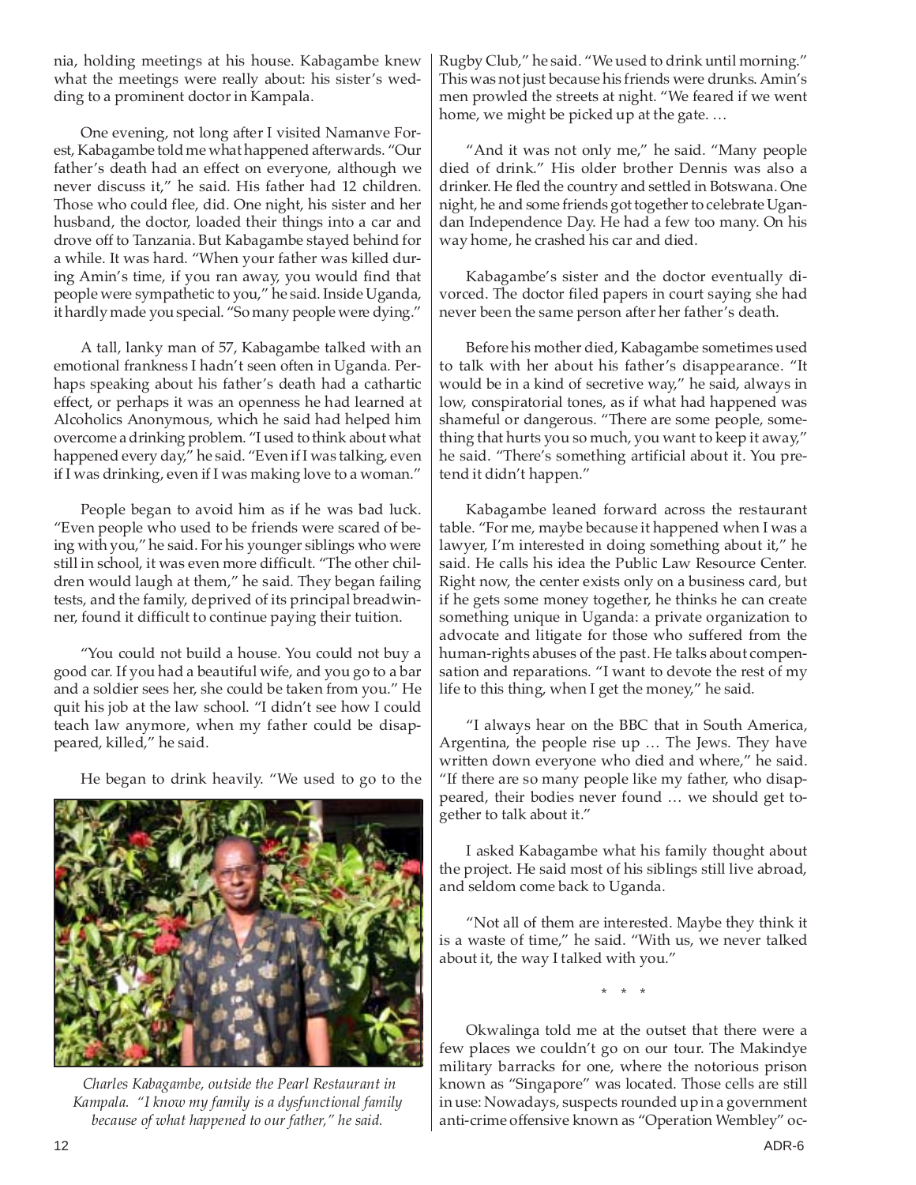nia, holding meetings at his house. Kabagambe knew what the meetings were really about: his sister's wedding to a prominent doctor in Kampala.

One evening, not long after I visited Namanve Forest, Kabagambe told me what happened afterwards. "Our father's death had an effect on everyone, although we never discuss it," he said. His father had 12 children. Those who could flee, did. One night, his sister and her husband, the doctor, loaded their things into a car and drove off to Tanzania. But Kabagambe stayed behind for a while. It was hard. "When your father was killed during Amin's time, if you ran away, you would find that people were sympathetic to you," he said. Inside Uganda, it hardly made you special. "So many people were dying."

A tall, lanky man of 57, Kabagambe talked with an emotional frankness I hadn't seen often in Uganda. Perhaps speaking about his father's death had a cathartic effect, or perhaps it was an openness he had learned at Alcoholics Anonymous, which he said had helped him overcome a drinking problem. "I used to think about what happened every day," he said. "Even if I was talking, even if I was drinking, even if I was making love to a woman."

People began to avoid him as if he was bad luck. "Even people who used to be friends were scared of being with you," he said. For his younger siblings who were still in school, it was even more difficult. "The other children would laugh at them," he said. They began failing tests, and the family, deprived of its principal breadwinner, found it difficult to continue paying their tuition.

"You could not build a house. You could not buy a good car. If you had a beautiful wife, and you go to a bar and a soldier sees her, she could be taken from you." He quit his job at the law school. "I didn't see how I could teach law anymore, when my father could be disappeared, killed," he said.

He began to drink heavily. "We used to go to the Rugby Club," he said. "We used to drink until morning." This was not just because his friends were drunks. Amin's men prowled the streets at night. "We feared if we went home, we might be picked up at the gate. …

"And it was not only me," he said. "Many people died of drink." His older brother Dennis was also a drinker. He fled the country and settled in Botswana. One night, he and some friends got together to celebrate Ugandan Independence Day. He had a few too many. On his way home, he crashed his car and died.

*Charles Kabagambe, outside the Pearl Restaurant in Kampala. "I know my family is a dysfunctional family because of what happened to our father," he said.*

Kabagambe's sister and the doctor eventually divorced. The doctor filed papers in court saying she had never been the same person after her father's death.

Before his mother died, Kabagambe sometimes used to talk with her about his father's disappearance. "It would be in a kind of secretive way," he said, always in low, conspiratorial tones, as if what had happened was shameful or dangerous. "There are some people, something that hurts you so much, you want to keep it away," he said. "There's something artificial about it. You pretend it didn't happen."

Kabagambe leaned forward across the restaurant table. "For me, maybe because it happened when I was a lawyer, I'm interested in doing something about it," he said. He calls his idea the Public Law Resource Center. Right now, the center exists only on a business card, but if he gets some money together, he thinks he can create something unique in Uganda: a private organization to advocate and litigate for those who suffered from the human-rights abuses of the past. He talks about compensation and reparations. "I want to devote the rest of my life to this thing, when I get the money," he said.

"I always hear on the BBC that in South America, Argentina, the people rise up … The Jews. They have written down everyone who died and where," he said. "If there are so many people like my father, who disappeared, their bodies never found … we should get together to talk about it."

I asked Kabagambe what his family thought about the project. He said most of his siblings still live abroad, and seldom come back to Uganda.

"Not all of them are interested. Maybe they think it is a waste of time," he said. "With us, we never talked about it, the way I talked with you."

\* \* \*

Okwalinga told me at the outset that there were a few places we couldn't go on our tour. The Makindye military barracks for one, where the notorious prison known as "Singapore" was located. Those cells are still in use: Nowadays, suspects rounded up in a government anti-crime offensive known as "Operation Wembley" oc-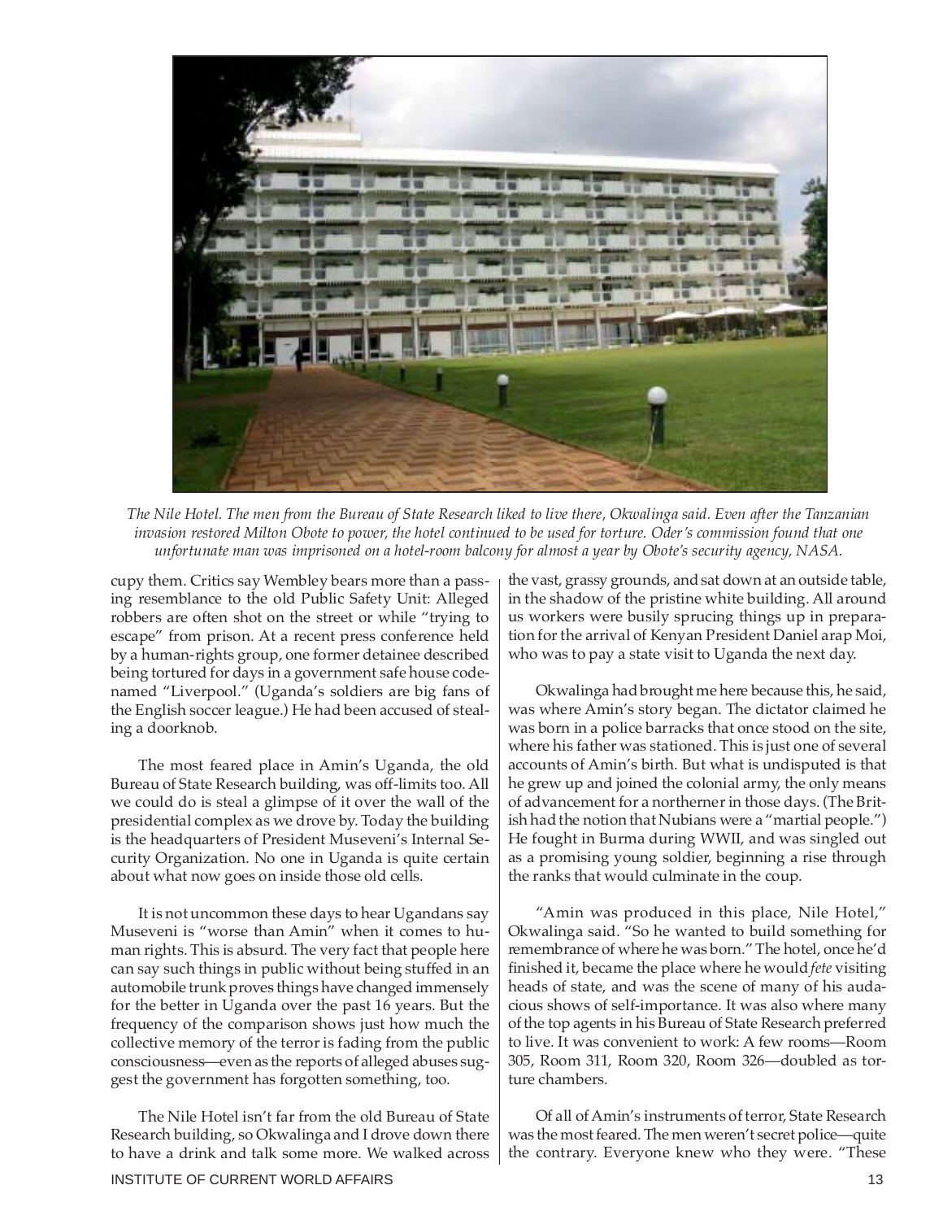*The Nile Hotel. The men from the Bureau of State Research liked to live there, Okwalinga said. Even after the Tanzanian invasion restored Milton Obote to power, the hotel continued to be used for torture. Oder's commission found that one unfortunate man was imprisoned on a hotel-room balcony for almost a year by Obote's security agency, NASA.*

cupy them. Critics say Wembley bears more than a passing resemblance to the old Public Safety Unit: Alleged robbers are often shot on the street or while "trying to escape" from prison. At a recent press conference held by a human-rights group, one former detainee described being tortured for days in a government safe house codenamed "Liverpool." (Uganda's soldiers are big fans of the English soccer league.) He had been accused of stealing a doorknob.

The most feared place in Amin's Uganda, the old Bureau of State Research building, was off-limits too. All we could do is steal a glimpse of it over the wall of the presidential complex as we drove by. Today the building is the headquarters of President Museveni's Internal Security Organization. No one in Uganda is quite certain about what now goes on inside those old cells.

It is not uncommon these days to hear Ugandans say Museveni is "worse than Amin" when it comes to human rights. This is absurd. The very fact that people here can say such things in public without being stuffed in an automobile trunk proves things have changed immensely for the better in Uganda over the past 16 years. But the frequency of the comparison shows just how much the collective memory of the terror is fading from the public consciousness—even as the reports of alleged abuses suggest the government has forgotten something, too.

The Nile Hotel isn't far from the old Bureau of State Research building, so Okwalinga and I drove down there to have a drink and talk some more. We walked across the vast, grassy grounds, and sat down at an outside table, in the shadow of the pristine white building. All around us workers were busily sprucing things up in preparation for the arrival of Kenyan President Daniel arap Moi, who was to pay a state visit to Uganda the next day.

Okwalinga had brought me here because this, he said, was where Amin's story began. The dictator claimed he was born in a police barracks that once stood on the site, where his father was stationed. This is just one of several accounts of Amin's birth. But what is undisputed is that he grew up and joined the colonial army, the only means of advancement for a northerner in those days. (The British had the notion that Nubians were a "martial people.") He fought in Burma during WWII, and was singled out as a promising young soldier, beginning a rise through the ranks that would culminate in the coup.

"Amin was produced in this place, Nile Hotel," Okwalinga said. "So he wanted to build something for remembrance of where he was born." The hotel, once he'd finished it, became the place where he would *fete* visiting heads of state, and was the scene of many of his audacious shows of self-importance. It was also where many of the top agents in his Bureau of State Research preferred to live. It was convenient to work: A few rooms—Room 305, Room 311, Room 320, Room 326—doubled as torture chambers.

Of all of Amin's instruments of terror, State Research was the most feared. The men weren't secret police—quite the contrary. Everyone knew who they were. "These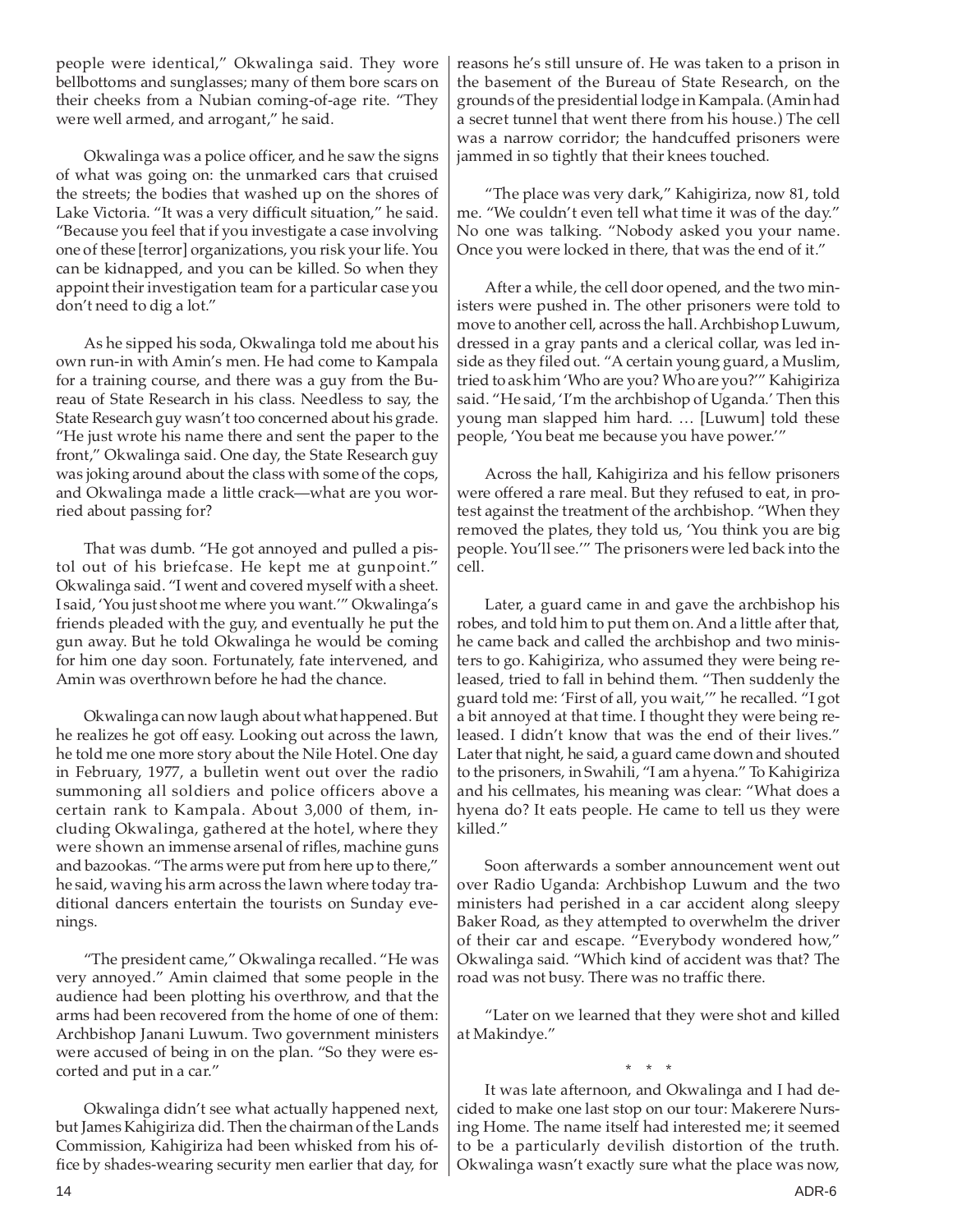people were identical," Okwalinga said. They wore bellbottoms and sunglasses; many of them bore scars on their cheeks from a Nubian coming-of-age rite. "They were well armed, and arrogant," he said.

Okwalinga was a police officer, and he saw the signs of what was going on: the unmarked cars that cruised the streets; the bodies that washed up on the shores of Lake Victoria. "It was a very difficult situation," he said. "Because you feel that if you investigate a case involving one of these [terror] organizations, you risk your life. You can be kidnapped, and you can be killed. So when they appoint their investigation team for a particular case you don't need to dig a lot."

As he sipped his soda, Okwalinga told me about his own run-in with Amin's men. He had come to Kampala for a training course, and there was a guy from the Bureau of State Research in his class. Needless to say, the State Research guy wasn't too concerned about his grade. "He just wrote his name there and sent the paper to the front," Okwalinga said. One day, the State Research guy was joking around about the class with some of the cops, and Okwalinga made a little crack—what are you worried about passing for?

That was dumb. "He got annoyed and pulled a pistol out of his briefcase. He kept me at gunpoint." Okwalinga said. "I went and covered myself with a sheet. I said, 'You just shoot me where you want.'" Okwalinga's friends pleaded with the guy, and eventually he put the gun away. But he told Okwalinga he would be coming for him one day soon. Fortunately, fate intervened, and Amin was overthrown before he had the chance.

Okwalinga can now laugh about what happened. But he realizes he got off easy. Looking out across the lawn, he told me one more story about the Nile Hotel. One day in February, 1977, a bulletin went out over the radio summoning all soldiers and police officers above a certain rank to Kampala. About 3,000 of them, including Okwalinga, gathered at the hotel, where they were shown an immense arsenal of rifles, machine guns and bazookas. "The arms were put from here up to there," he said, waving his arm across the lawn where today traditional dancers entertain the tourists on Sunday evenings.

"The president came," Okwalinga recalled. "He was very annoyed." Amin claimed that some people in the audience had been plotting his overthrow, and that the arms had been recovered from the home of one of them: Archbishop Janani Luwum. Two government ministers were accused of being in on the plan. "So they were escorted and put in a car."

Okwalinga didn't see what actually happened next, but James Kahigiriza did. Then the chairman of the Lands Commission, Kahigiriza had been whisked from his office by shades-wearing security men earlier that day, for reasons he's still unsure of. He was taken to a prison in the basement of the Bureau of State Research, on the grounds of the presidential lodge in Kampala. (Amin had a secret tunnel that went there from his house.) The cell was a narrow corridor; the handcuffed prisoners were jammed in so tightly that their knees touched.

"The place was very dark," Kahigiriza, now 81, told me. "We couldn't even tell what time it was of the day." No one was talking. "Nobody asked you your name. Once you were locked in there, that was the end of it."

After a while, the cell door opened, and the two ministers were pushed in. The other prisoners were told to move to another cell, across the hall. Archbishop Luwum, dressed in a gray pants and a clerical collar, was led inside as they filed out. "A certain young guard, a Muslim, tried to ask him 'Who are you? Who are you?'" Kahigiriza said. "He said, 'I'm the archbishop of Uganda.' Then this young man slapped him hard. … [Luwum] told these people, 'You beat me because you have power.'"

Across the hall, Kahigiriza and his fellow prisoners were offered a rare meal. But they refused to eat, in protest against the treatment of the archbishop. "When they removed the plates, they told us, 'You think you are big people. You'll see.'" The prisoners were led back into the cell.

Later, a guard came in and gave the archbishop his robes, and told him to put them on. And a little after that, he came back and called the archbishop and two ministers to go. Kahigiriza, who assumed they were being released, tried to fall in behind them. "Then suddenly the guard told me: 'First of all, you wait,'" he recalled. "I got a bit annoyed at that time. I thought they were being released. I didn't know that was the end of their lives." Later that night, he said, a guard came down and shouted to the prisoners, in Swahili, "I am a hyena." To Kahigiriza and his cellmates, his meaning was clear: "What does a hyena do? It eats people. He came to tell us they were killed."

Soon afterwards a somber announcement went out over Radio Uganda: Archbishop Luwum and the two ministers had perished in a car accident along sleepy Baker Road, as they attempted to overwhelm the driver of their car and escape. "Everybody wondered how," Okwalinga said. "Which kind of accident was that? The road was not busy. There was no traffic there.

"Later on we learned that they were shot and killed at Makindye."

\* \* \*

It was late afternoon, and Okwalinga and I had decided to make one last stop on our tour: Makerere Nursing Home. The name itself had interested me; it seemed to be a particularly devilish distortion of the truth. Okwalinga wasn't exactly sure what the place was now,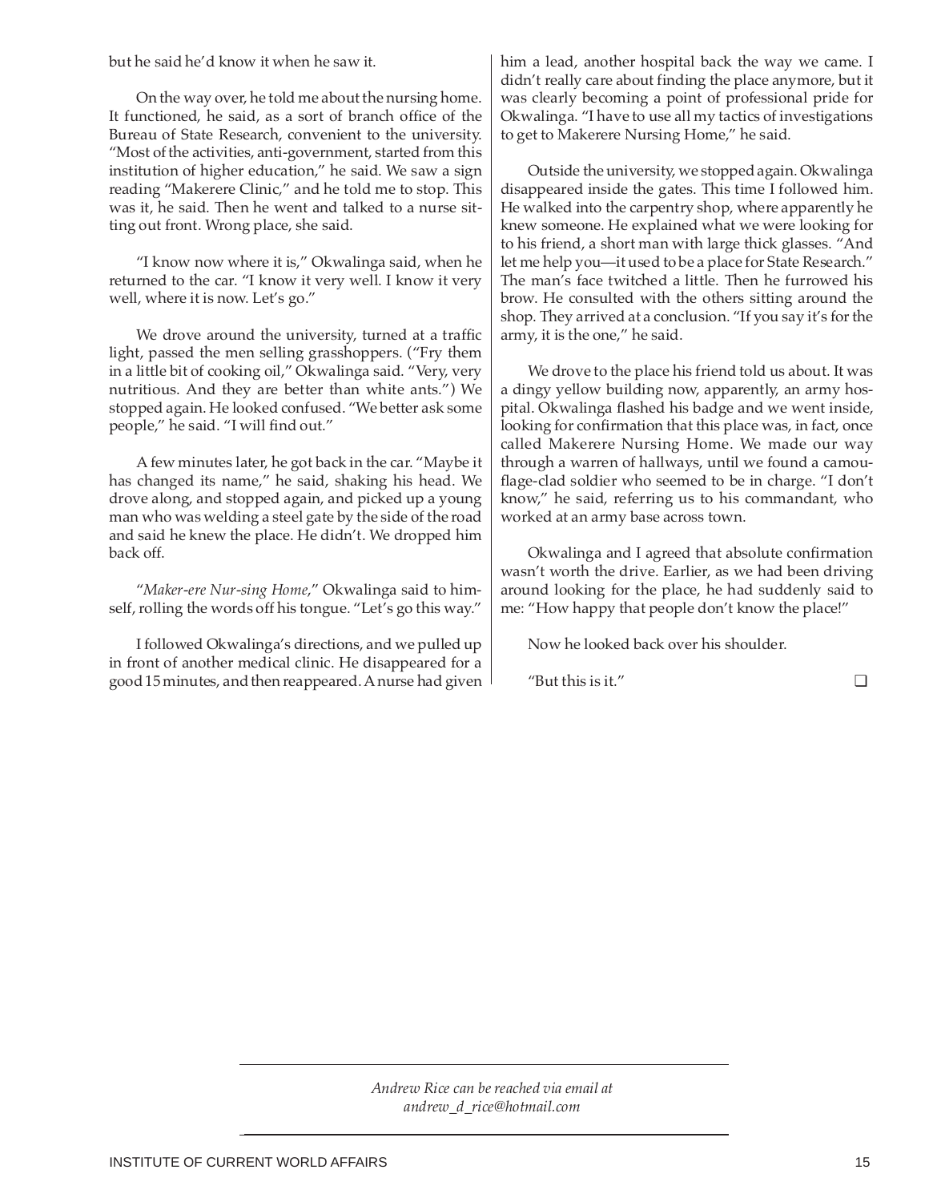but he said he'd know it when he saw it.

On the way over, he told me about the nursing home. It functioned, he said, as a sort of branch office of the Bureau of State Research, convenient to the university. "Most of the activities, anti-government, started from this institution of higher education," he said. We saw a sign reading "Makerere Clinic," and he told me to stop. This was it, he said. Then he went and talked to a nurse sitting out front. Wrong place, she said.

"I know now where it is," Okwalinga said, when he returned to the car. "I know it very well. I know it very well, where it is now. Let's go."

We drove around the university, turned at a traffic light, passed the men selling grasshoppers. ("Fry them in a little bit of cooking oil," Okwalinga said. "Very, very nutritious. And they are better than white ants.") We stopped again. He looked confused. "We better ask some people," he said. "I will find out."

A few minutes later, he got back in the car. "Maybe it has changed its name," he said, shaking his head. We drove along, and stopped again, and picked up a young man who was welding a steel gate by the side of the road and said he knew the place. He didn't. We dropped him back off.

"*Maker-ere Nur-sing Home*," Okwalinga said to himself, rolling the words off his tongue. "Let's go this way."

I followed Okwalinga's directions, and we pulled up in front of another medical clinic. He disappeared for a good 15 minutes, and then reappeared. A nurse had given him a lead, another hospital back the way we came. I didn't really care about finding the place anymore, but it was clearly becoming a point of professional pride for Okwalinga. "I have to use all my tactics of investigations to get to Makerere Nursing Home," he said.

Outside the university, we stopped again. Okwalinga disappeared inside the gates. This time I followed him. He walked into the carpentry shop, where apparently he knew someone. He explained what we were looking for to his friend, a short man with large thick glasses. "And let me help you—it used to be a place for State Research." The man's face twitched a little. Then he furrowed his brow. He consulted with the others sitting around the shop. They arrived at a conclusion. "If you say it's for the army, it is the one," he said.

We drove to the place his friend told us about. It was a dingy yellow building now, apparently, an army hospital. Okwalinga flashed his badge and we went inside, looking for confirmation that this place was, in fact, once called Makerere Nursing Home. We made our way through a warren of hallways, until we found a camouflage-clad soldier who seemed to be in charge. "I don't know," he said, referring us to his commandant, who worked at an army base across town.

Okwalinga and I agreed that absolute confirmation wasn't worth the drive. Earlier, as we had been driving around looking for the place, he had suddenly said to me: "How happy that people don't know the place!"

Now he looked back over his shoulder.

"But this is it." ❑

---

*Andrew Rice can be reached via email at andrew_d_rice@hotmail.com*

---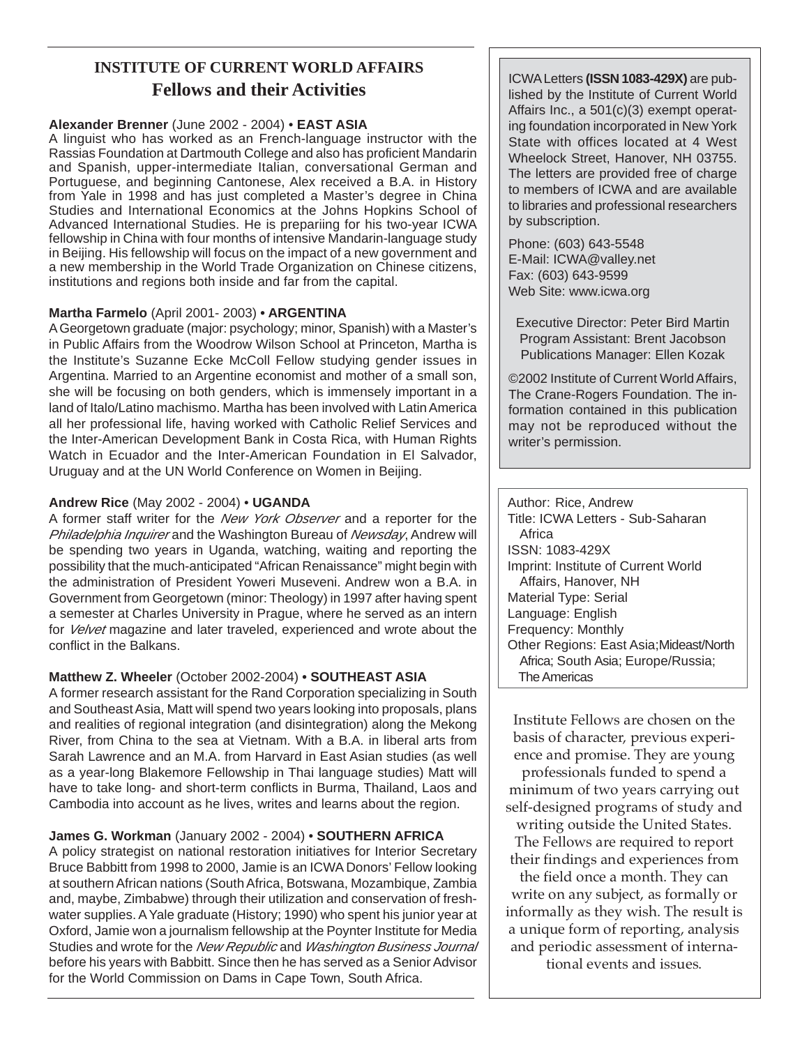## INSTITUTE OF CURRENT WORLD AFFAIRS
## Fellows and their Activities

**Alexander Brenner** (June 2002 - 2004) • **EAST ASIA**
A linguist who has worked as an French-language instructor with the Rassias Foundation at Dartmouth College and also has proficient Mandarin and Spanish, upper-intermediate Italian, conversational German and Portuguese, and beginning Cantonese, Alex received a B.A. in History from Yale in 1998 and has just completed a Master's degree in China Studies and International Economics at the Johns Hopkins School of Advanced International Studies. He is prepariing for his two-year ICWA fellowship in China with four months of intensive Mandarin-language study in Beijing. His fellowship will focus on the impact of a new government and a new membership in the World Trade Organization on Chinese citizens, institutions and regions both inside and far from the capital.

**Martha Farmelo** (April 2001- 2003) • **ARGENTINA**
A Georgetown graduate (major: psychology; minor, Spanish) with a Master's in Public Affairs from the Woodrow Wilson School at Princeton, Martha is the Institute's Suzanne Ecke McColl Fellow studying gender issues in Argentina. Married to an Argentine economist and mother of a small son, she will be focusing on both genders, which is immensely important in a land of Italo/Latino machismo. Martha has been involved with Latin America all her professional life, having worked with Catholic Relief Services and the Inter-American Development Bank in Costa Rica, with Human Rights Watch in Ecuador and the Inter-American Foundation in El Salvador, Uruguay and at the UN World Conference on Women in Beijing.

**Andrew Rice** (May 2002 - 2004) • **UGANDA**
A former staff writer for the *New York Observer* and a reporter for the *Philadelphia Inquirer* and the Washington Bureau of *Newsday*, Andrew will be spending two years in Uganda, watching, waiting and reporting the possibility that the much-anticipated "African Renaissance" might begin with the administration of President Yoweri Museveni. Andrew won a B.A. in Government from Georgetown (minor: Theology) in 1997 after having spent a semester at Charles University in Prague, where he served as an intern for *Velvet* magazine and later traveled, experienced and wrote about the conflict in the Balkans.

**Matthew Z. Wheeler** (October 2002-2004) • **SOUTHEAST ASIA**
A former research assistant for the Rand Corporation specializing in South and Southeast Asia, Matt will spend two years looking into proposals, plans and realities of regional integration (and disintegration) along the Mekong River, from China to the sea at Vietnam. With a B.A. in liberal arts from Sarah Lawrence and an M.A. from Harvard in East Asian studies (as well as a year-long Blakemore Fellowship in Thai language studies) Matt will have to take long- and short-term conflicts in Burma, Thailand, Laos and Cambodia into account as he lives, writes and learns about the region.

**James G. Workman** (January 2002 - 2004) • **SOUTHERN AFRICA**
A policy strategist on national restoration initiatives for Interior Secretary Bruce Babbitt from 1998 to 2000, Jamie is an ICWA Donors' Fellow looking at southern African nations (South Africa, Botswana, Mozambique, Zambia and, maybe, Zimbabwe) through their utilization and conservation of freshwater supplies. A Yale graduate (History; 1990) who spent his junior year at Oxford, Jamie won a journalism fellowship at the Poynter Institute for Media Studies and wrote for the *New Republic* and *Washington Business Journal* before his years with Babbitt. Since then he has served as a Senior Advisor for the World Commission on Dams in Cape Town, South Africa.

ICWA Letters **(ISSN 1083-429X)** are published by the Institute of Current World Affairs Inc., a 501(c)(3) exempt operating foundation incorporated in New York State with offices located at 4 West Wheelock Street, Hanover, NH 03755. The letters are provided free of charge to members of ICWA and are available to libraries and professional researchers by subscription.

Phone: (603) 643-5548
E-Mail: ICWA@valley.net
Fax: (603) 643-9599
Web Site: www.icwa.org

Executive Director: Peter Bird Martin
Program Assistant: Brent Jacobson
Publications Manager: Ellen Kozak

©2002 Institute of Current World Affairs, The Crane-Rogers Foundation. The information contained in this publication may not be reproduced without the writer's permission.

Author: Rice, Andrew
Title: ICWA Letters - Sub-Saharan Africa
ISSN: 1083-429X
Imprint: Institute of Current World Affairs, Hanover, NH
Material Type: Serial
Language: English
Frequency: Monthly
Other Regions: East Asia; Mideast/North Africa; South Asia; Europe/Russia; The Americas

Institute Fellows are chosen on the basis of character, previous experience and promise. They are young professionals funded to spend a minimum of two years carrying out self-designed programs of study and writing outside the United States. The Fellows are required to report their findings and experiences from the field once a month. They can write on any subject, as formally or informally as they wish. The result is a unique form of reporting, analysis and periodic assessment of international events and issues.